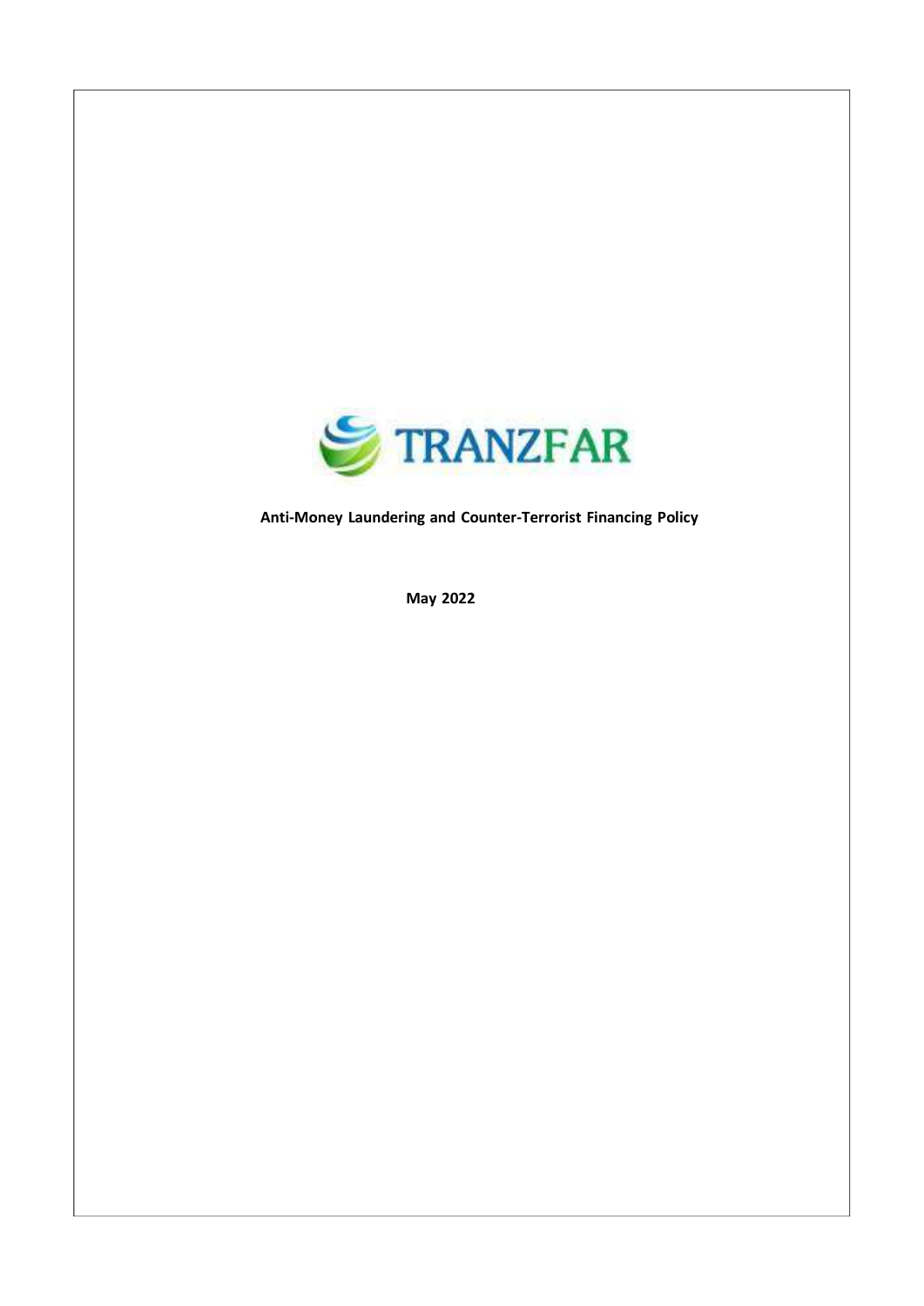TRANZFAR

**Anti-Money Laundering and Counter-Terrorist Financing Policy**

**May 2022**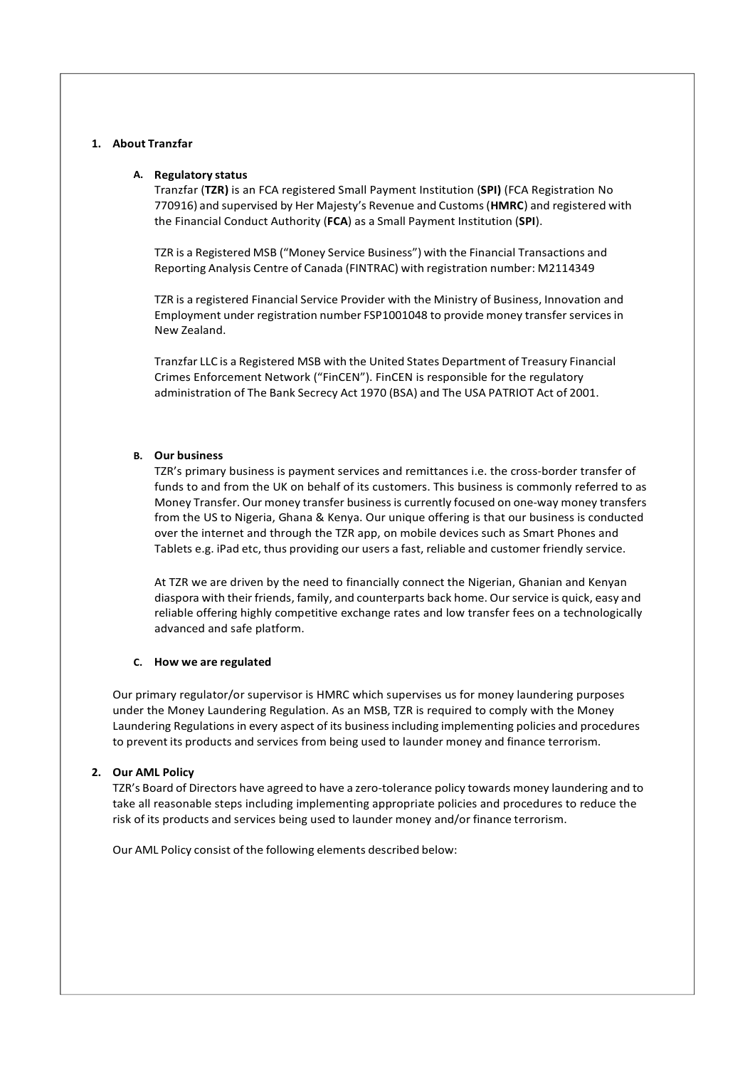## 1. About Tranzfar

### A. Regulatory status

Tranzfar (**TZR)** is an FCA registered Small Payment Institution (**SPI)** (FCA Registration No 770916) and supervised by Her Majesty's Revenue and Customs (**HMRC**) and registered with the Financial Conduct Authority (**FCA**) as a Small Payment Institution (**SPI**).

TZR is a Registered MSB ("Money Service Business") with the Financial Transactions and Reporting Analysis Centre of Canada (FINTRAC) with registration number: M2114349

TZR is a registered Financial Service Provider with the Ministry of Business, Innovation and Employment under registration number FSP1001048 to provide money transfer services in New Zealand.

Tranzfar LLC is a Registered MSB with the United States Department of Treasury Financial Crimes Enforcement Network ("FinCEN"). FinCEN is responsible for the regulatory administration of The Bank Secrecy Act 1970 (BSA) and The USA PATRIOT Act of 2001.

### B. Our business

TZR's primary business is payment services and remittances i.e. the cross-border transfer of funds to and from the UK on behalf of its customers. This business is commonly referred to as Money Transfer. Our money transfer business is currently focused on one-way money transfers from the US to Nigeria, Ghana & Kenya. Our unique offering is that our business is conducted over the internet and through the TZR app, on mobile devices such as Smart Phones and Tablets e.g. iPad etc, thus providing our users a fast, reliable and customer friendly service.

At TZR we are driven by the need to financially connect the Nigerian, Ghanian and Kenyan diaspora with their friends, family, and counterparts back home. Our service is quick, easy and reliable offering highly competitive exchange rates and low transfer fees on a technologically advanced and safe platform.

### C. How we are regulated

Our primary regulator/or supervisor is HMRC which supervises us for money laundering purposes under the Money Laundering Regulation. As an MSB, TZR is required to comply with the Money Laundering Regulations in every aspect of its business including implementing policies and procedures to prevent its products and services from being used to launder money and finance terrorism.

## 2. Our AML Policy

TZR's Board of Directors have agreed to have a zero-tolerance policy towards money laundering and to take all reasonable steps including implementing appropriate policies and procedures to reduce the risk of its products and services being used to launder money and/or finance terrorism.

Our AML Policy consist of the following elements described below: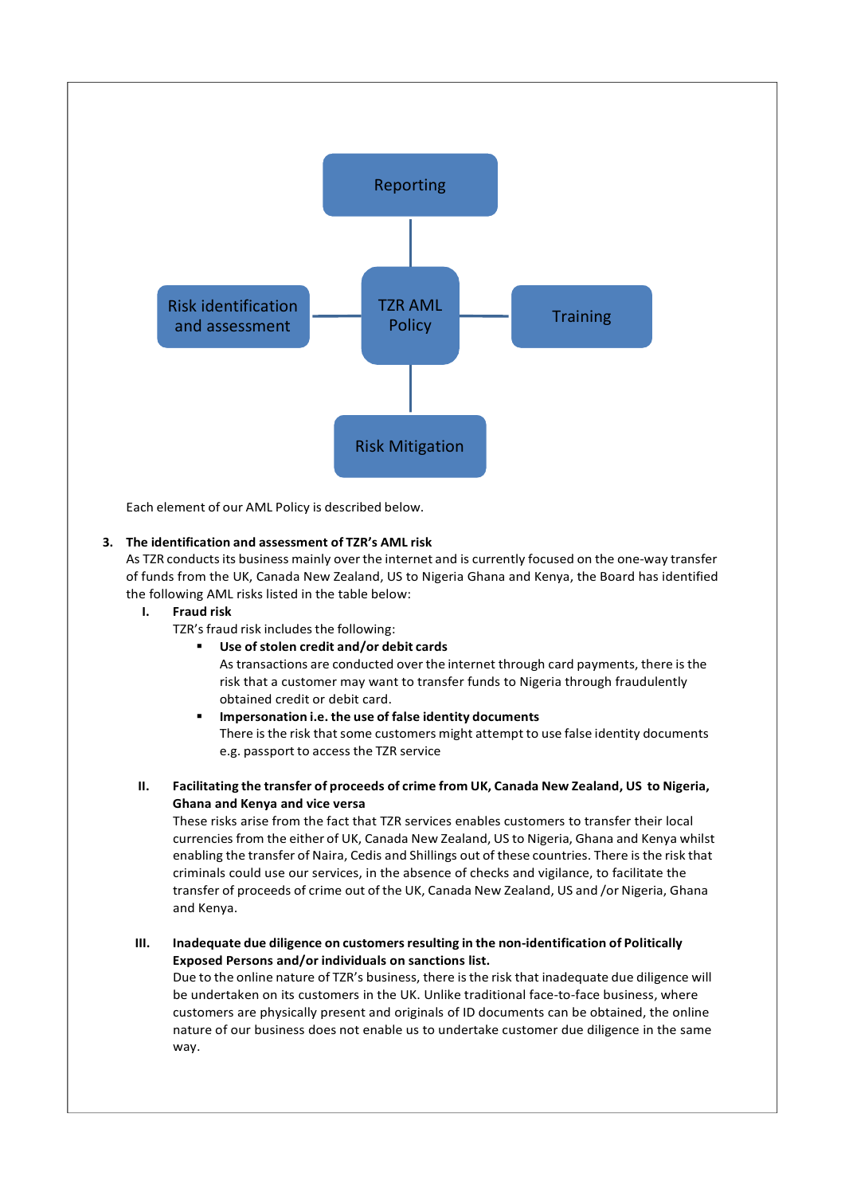Reporting

Risk identification and assessment

TZR AML Policy

Training

Risk Mitigation

Each element of our AML Policy is described below.

3. **The identification and assessment of TZR's AML risk**

As TZR conducts its business mainly over the internet and is currently focused on the one-way transfer of funds from the UK, Canada New Zealand, US to Nigeria Ghana and Kenya, the Board has identified the following AML risks listed in the table below:

I. **Fraud risk**

TZR's fraud risk includes the following:

- **Use of stolen credit and/or debit cards**
  As transactions are conducted over the internet through card payments, there is the risk that a customer may want to transfer funds to Nigeria through fraudulently obtained credit or debit card.
- **Impersonation i.e. the use of false identity documents**
  There is the risk that some customers might attempt to use false identity documents e.g. passport to access the TZR service

II. **Facilitating the transfer of proceeds of crime from UK, Canada New Zealand, US to Nigeria, Ghana and Kenya and vice versa**

These risks arise from the fact that TZR services enables customers to transfer their local currencies from the either of UK, Canada New Zealand, US to Nigeria, Ghana and Kenya whilst enabling the transfer of Naira, Cedis and Shillings out of these countries. There is the risk that criminals could use our services, in the absence of checks and vigilance, to facilitate the transfer of proceeds of crime out of the UK, Canada New Zealand, US and /or Nigeria, Ghana and Kenya.

III. **Inadequate due diligence on customers resulting in the non-identification of Politically Exposed Persons and/or individuals on sanctions list.**

Due to the online nature of TZR's business, there is the risk that inadequate due diligence will be undertaken on its customers in the UK. Unlike traditional face-to-face business, where customers are physically present and originals of ID documents can be obtained, the online nature of our business does not enable us to undertake customer due diligence in the same way.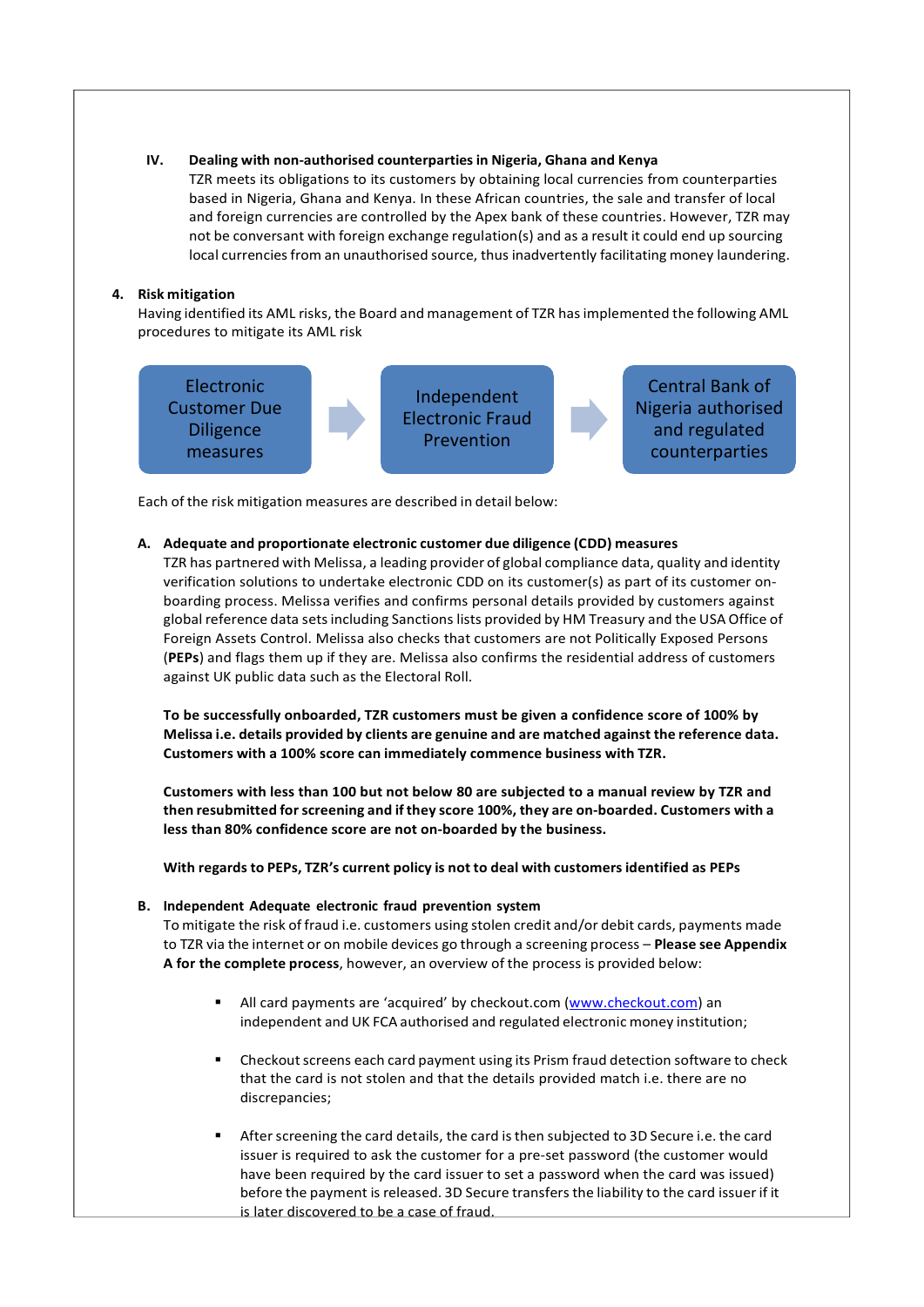**IV. Dealing with non-authorised counterparties in Nigeria, Ghana and Kenya**

TZR meets its obligations to its customers by obtaining local currencies from counterparties based in Nigeria, Ghana and Kenya. In these African countries, the sale and transfer of local and foreign currencies are controlled by the Apex bank of these countries. However, TZR may not be conversant with foreign exchange regulation(s) and as a result it could end up sourcing local currencies from an unauthorised source, thus inadvertently facilitating money laundering.

## 4. Risk mitigation

Having identified its AML risks, the Board and management of TZR has implemented the following AML procedures to mitigate its AML risk

Electronic Customer Due Diligence measures → Independent Electronic Fraud Prevention → Central Bank of Nigeria authorised and regulated counterparties

Each of the risk mitigation measures are described in detail below:

**A. Adequate and proportionate electronic customer due diligence (CDD) measures**

TZR has partnered with Melissa, a leading provider of global compliance data, quality and identity verification solutions to undertake electronic CDD on its customer(s) as part of its customer on-boarding process. Melissa verifies and confirms personal details provided by customers against global reference data sets including Sanctions lists provided by HM Treasury and the USA Office of Foreign Assets Control. Melissa also checks that customers are not Politically Exposed Persons (**PEPs**) and flags them up if they are. Melissa also confirms the residential address of customers against UK public data such as the Electoral Roll.

**To be successfully onboarded, TZR customers must be given a confidence score of 100% by Melissa i.e. details provided by clients are genuine and are matched against the reference data. Customers with a 100% score can immediately commence business with TZR.**

**Customers with less than 100 but not below 80 are subjected to a manual review by TZR and then resubmitted for screening and if they score 100%, they are on-boarded. Customers with a less than 80% confidence score are not on-boarded by the business.**

**With regards to PEPs, TZR's current policy is not to deal with customers identified as PEPs**

**B. Independent Adequate electronic fraud prevention system**

To mitigate the risk of fraud i.e. customers using stolen credit and/or debit cards, payments made to TZR via the internet or on mobile devices go through a screening process – **Please see Appendix A for the complete process**, however, an overview of the process is provided below:

- All card payments are 'acquired' by checkout.com (www.checkout.com) an independent and UK FCA authorised and regulated electronic money institution;
- Checkout screens each card payment using its Prism fraud detection software to check that the card is not stolen and that the details provided match i.e. there are no discrepancies;
- After screening the card details, the card is then subjected to 3D Secure i.e. the card issuer is required to ask the customer for a pre-set password (the customer would have been required by the card issuer to set a password when the card was issued) before the payment is released. 3D Secure transfers the liability to the card issuer if it is later discovered to be a case of fraud.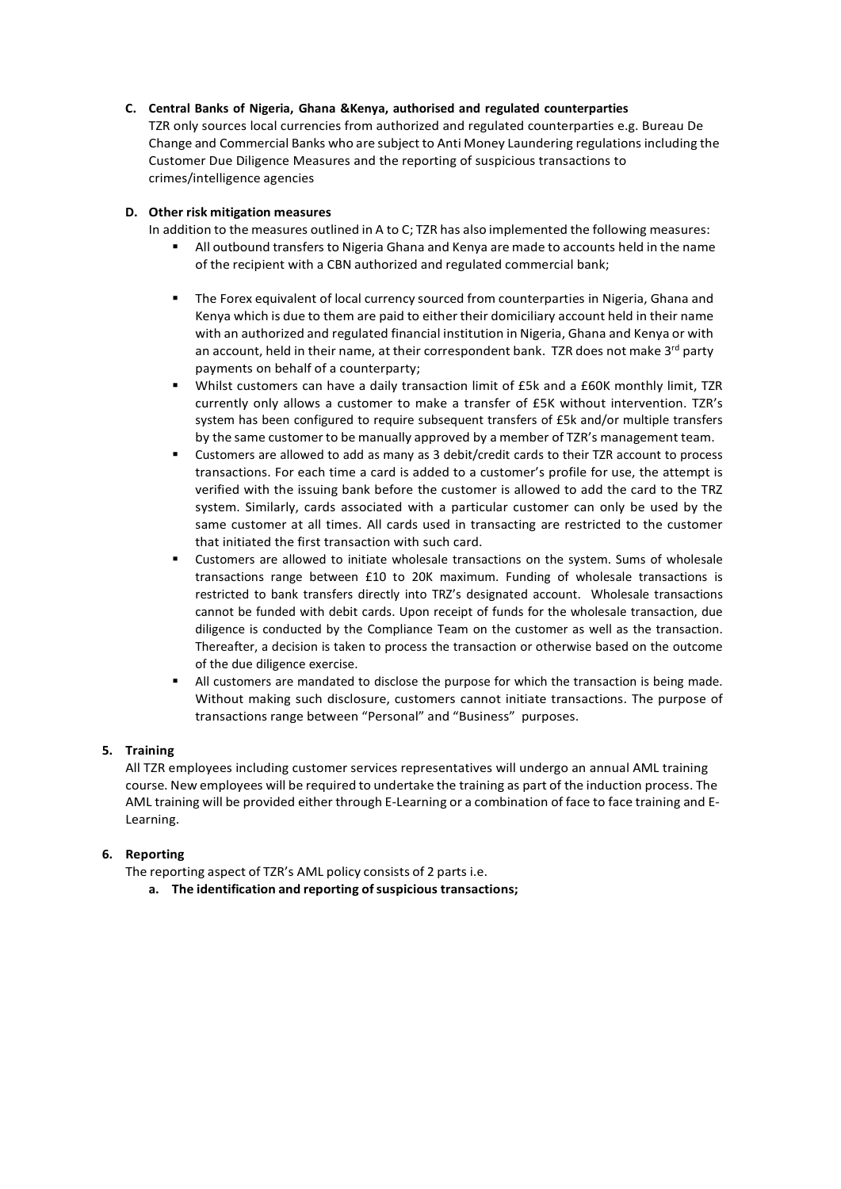**C. Central Banks of Nigeria, Ghana &Kenya, authorised and regulated counterparties**

TZR only sources local currencies from authorized and regulated counterparties e.g. Bureau De Change and Commercial Banks who are subject to Anti Money Laundering regulations including the Customer Due Diligence Measures and the reporting of suspicious transactions to crimes/intelligence agencies

**D. Other risk mitigation measures**

In addition to the measures outlined in A to C; TZR has also implemented the following measures:

- All outbound transfers to Nigeria Ghana and Kenya are made to accounts held in the name of the recipient with a CBN authorized and regulated commercial bank;
- The Forex equivalent of local currency sourced from counterparties in Nigeria, Ghana and Kenya which is due to them are paid to either their domiciliary account held in their name with an authorized and regulated financial institution in Nigeria, Ghana and Kenya or with an account, held in their name, at their correspondent bank. TZR does not make 3rd party payments on behalf of a counterparty;
- Whilst customers can have a daily transaction limit of £5k and a £60K monthly limit, TZR currently only allows a customer to make a transfer of £5K without intervention. TZR's system has been configured to require subsequent transfers of £5k and/or multiple transfers by the same customer to be manually approved by a member of TZR's management team.
- Customers are allowed to add as many as 3 debit/credit cards to their TZR account to process transactions. For each time a card is added to a customer's profile for use, the attempt is verified with the issuing bank before the customer is allowed to add the card to the TRZ system. Similarly, cards associated with a particular customer can only be used by the same customer at all times. All cards used in transacting are restricted to the customer that initiated the first transaction with such card.
- Customers are allowed to initiate wholesale transactions on the system. Sums of wholesale transactions range between £10 to 20K maximum. Funding of wholesale transactions is restricted to bank transfers directly into TRZ's designated account. Wholesale transactions cannot be funded with debit cards. Upon receipt of funds for the wholesale transaction, due diligence is conducted by the Compliance Team on the customer as well as the transaction. Thereafter, a decision is taken to process the transaction or otherwise based on the outcome of the due diligence exercise.
- All customers are mandated to disclose the purpose for which the transaction is being made. Without making such disclosure, customers cannot initiate transactions. The purpose of transactions range between "Personal" and "Business" purposes.

**5. Training**

All TZR employees including customer services representatives will undergo an annual AML training course. New employees will be required to undertake the training as part of the induction process. The AML training will be provided either through E-Learning or a combination of face to face training and E-Learning.

**6. Reporting**

The reporting aspect of TZR's AML policy consists of 2 parts i.e.

**a. The identification and reporting of suspicious transactions;**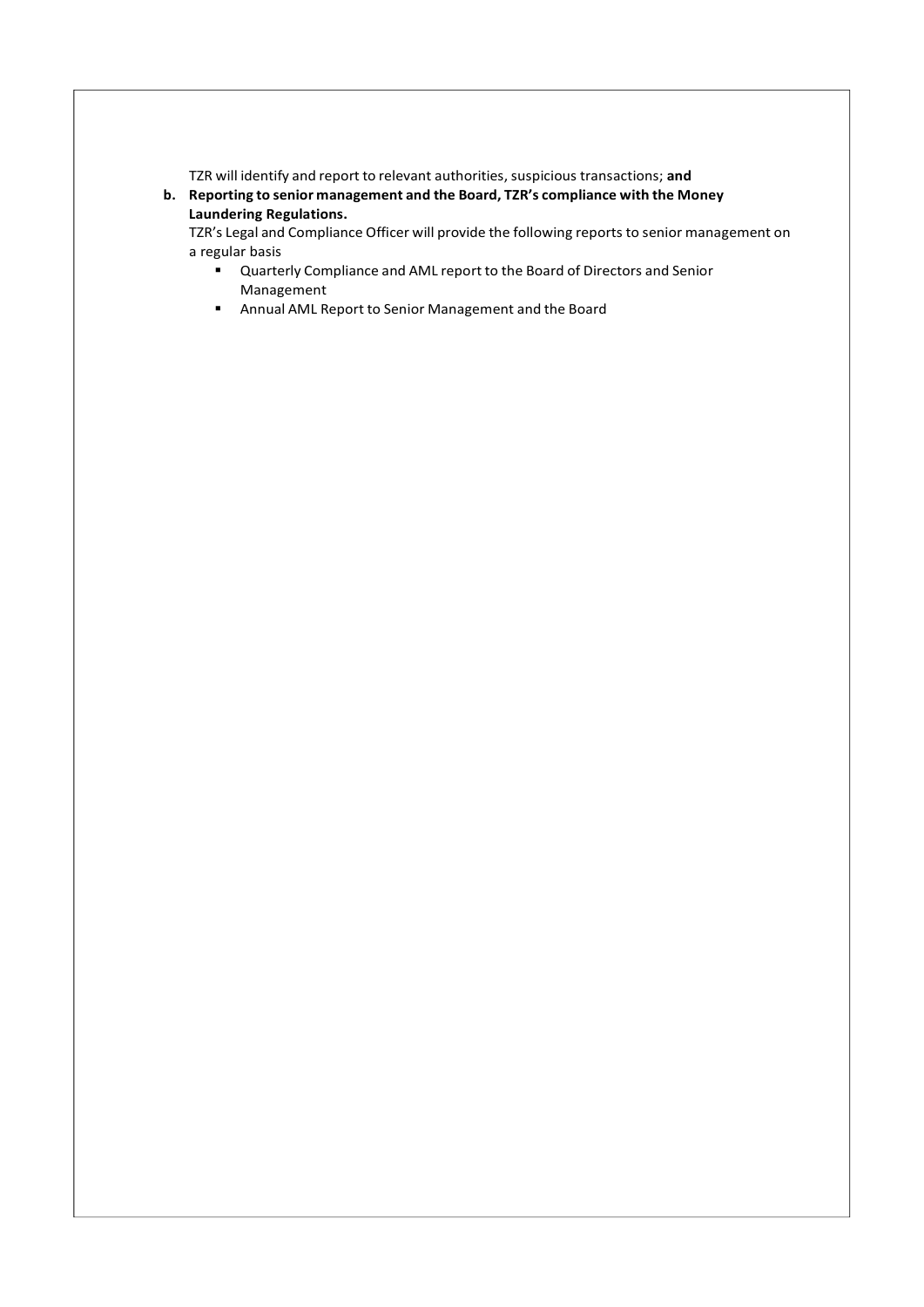TZR will identify and report to relevant authorities, suspicious transactions; **and**

**b. Reporting to senior management and the Board, TZR's compliance with the Money Laundering Regulations.**

TZR's Legal and Compliance Officer will provide the following reports to senior management on a regular basis

- Quarterly Compliance and AML report to the Board of Directors and Senior Management
- Annual AML Report to Senior Management and the Board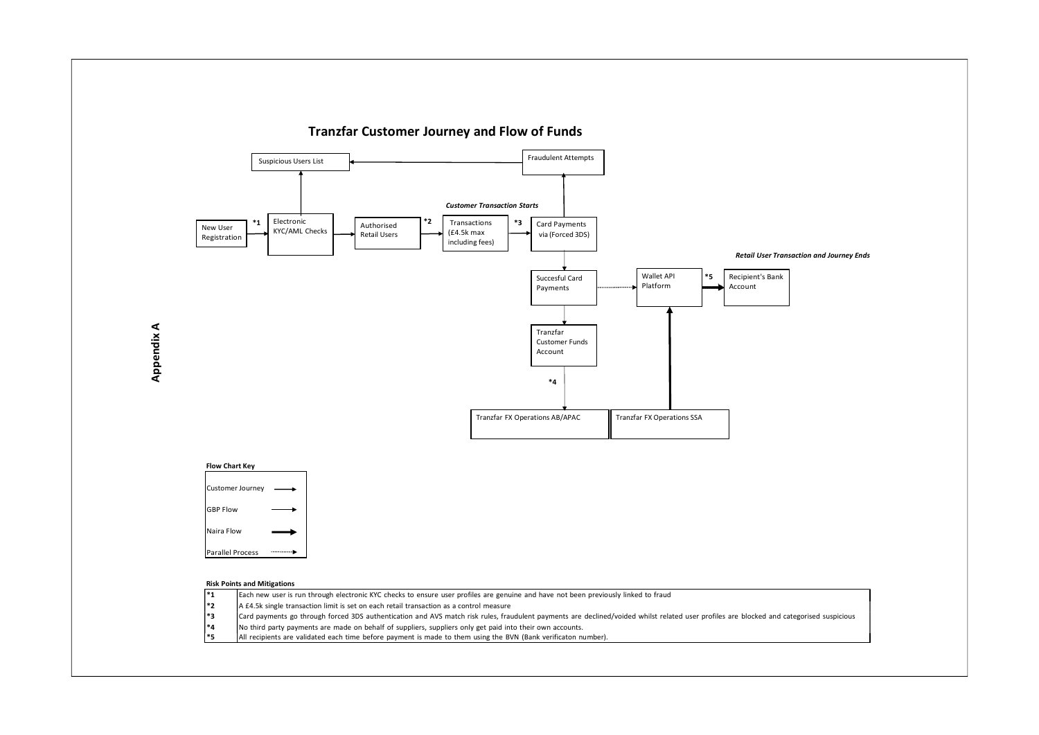# Appendix A

## Tranzfar Customer Journey and Flow of Funds

*Customer Transaction Starts*

New User Registration → *1 → Electronic KYC/AML Checks → Authorised Retail Users → *2 → Transactions (£4.5k max including fees) → *3 → Card Payments via (Forced 3DS)

Electronic KYC/AML Checks → Suspicious Users List

Card Payments via (Forced 3DS) → Fraudulent Attempts → Suspicious Users List

Card Payments via (Forced 3DS) → Succesful Card Payments

Succesful Card Payments ⋯→ Wallet API Platform → *5 → Recipient's Bank Account

*Retail User Transaction and Journey Ends*

Succesful Card Payments → Tranzfar Customer Funds Account → *4 → Tranzfar FX Operations AB/APAC

Tranzfar FX Operations SSA → Wallet API Platform

**Flow Chart Key**

| | |
|---|---|
| Customer Journey | ⟶ |
| GBP Flow | ⟶ |
| Naira Flow | ⟶ (bold) |
| Parallel Process | ⋯⋯→ |

**Risk Points and Mitigations**

| | |
|---|---|
| *1 | Each new user is run through electronic KYC checks to ensure user profiles are genuine and have not been previously linked to fraud |
| *2 | A £4.5k single transaction limit is set on each retail transaction as a control measure |
| *3 | Card payments go through forced 3DS authentication and AVS match risk rules, fraudulent payments are declined/voided whilst related user profiles are blocked and categorised suspicious |
| *4 | No third party payments are made on behalf of suppliers, suppliers only get paid into their own accounts. |
| *5 | All recipients are validated each time before payment is made to them using the BVN (Bank verificaton number). |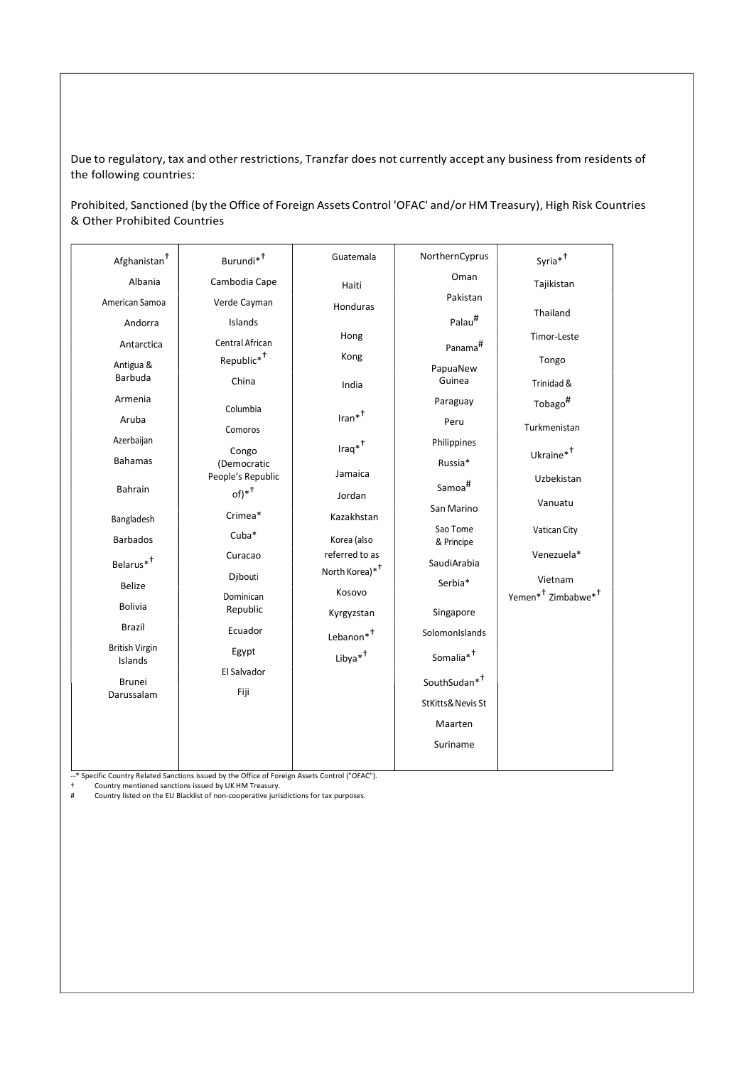Due to regulatory, tax and other restrictions, Tranzfar does not currently accept any business from residents of the following countries:

Prohibited, Sanctioned (by the Office of Foreign Assets Control 'OFAC' and/or HM Treasury), High Risk Countries & Other Prohibited Countries

| | | | | |
|---|---|---|---|---|
| Afghanistan† | Burundi*† | Guatemala | NorthernCyprus | Syria*† |
| Albania | Cambodia Cape | Haiti | Oman | Tajikistan |
| American Samoa | Verde Cayman | Honduras | Pakistan | Thailand |
| Andorra | Islands | Hong | Palau# | Timor-Leste |
| Antarctica | Central African Republic*† | Kong | Panama# | Tongo |
| Antigua & Barbuda | China | India | PapuaNew Guinea | Trinidad & Tobago# |
| Armenia | Columbia | Iran*† | Paraguay | Turkmenistan |
| Aruba | Comoros | Iraq*† | Peru | Ukraine*† |
| Azerbaijan | Congo (Democratic People's Republic of)*† | Jamaica | Philippines | Uzbekistan |
| Bahamas | Crimea* | Jordan | Russia* | Vanuatu |
| Bahrain | Cuba* | Kazakhstan | Samoa# | Vatican City |
| Bangladesh | Curacao | Korea (also referred to as North Korea)*† | San Marino | Venezuela* |
| Barbados | Djibouti | Kosovo | Sao Tome & Principe | Vietnam |
| Belarus*† | Dominican Republic | Kyrgyzstan | SaudiArabia | Yemen*† Zimbabwe*† |
| Belize | Ecuador | Lebanon*† | Serbia* | |
| Bolivia | Egypt | Libya*† | Singapore | |
| Brazil | El Salvador | | SolomonIslands | |
| British Virgin Islands | Fiji | | Somalia*† | |
| Brunei Darussalam | | | SouthSudan*† | |
| | | | StKitts&Nevis St | |
| | | | Maarten | |
| | | | Suriname | |

* Specific Country Related Sanctions issued by the Office of Foreign Assets Control ("OFAC").

† Country mentioned sanctions issued by UK HM Treasury.

# Country listed on the EU Blacklist of non-cooperative jurisdictions for tax purposes.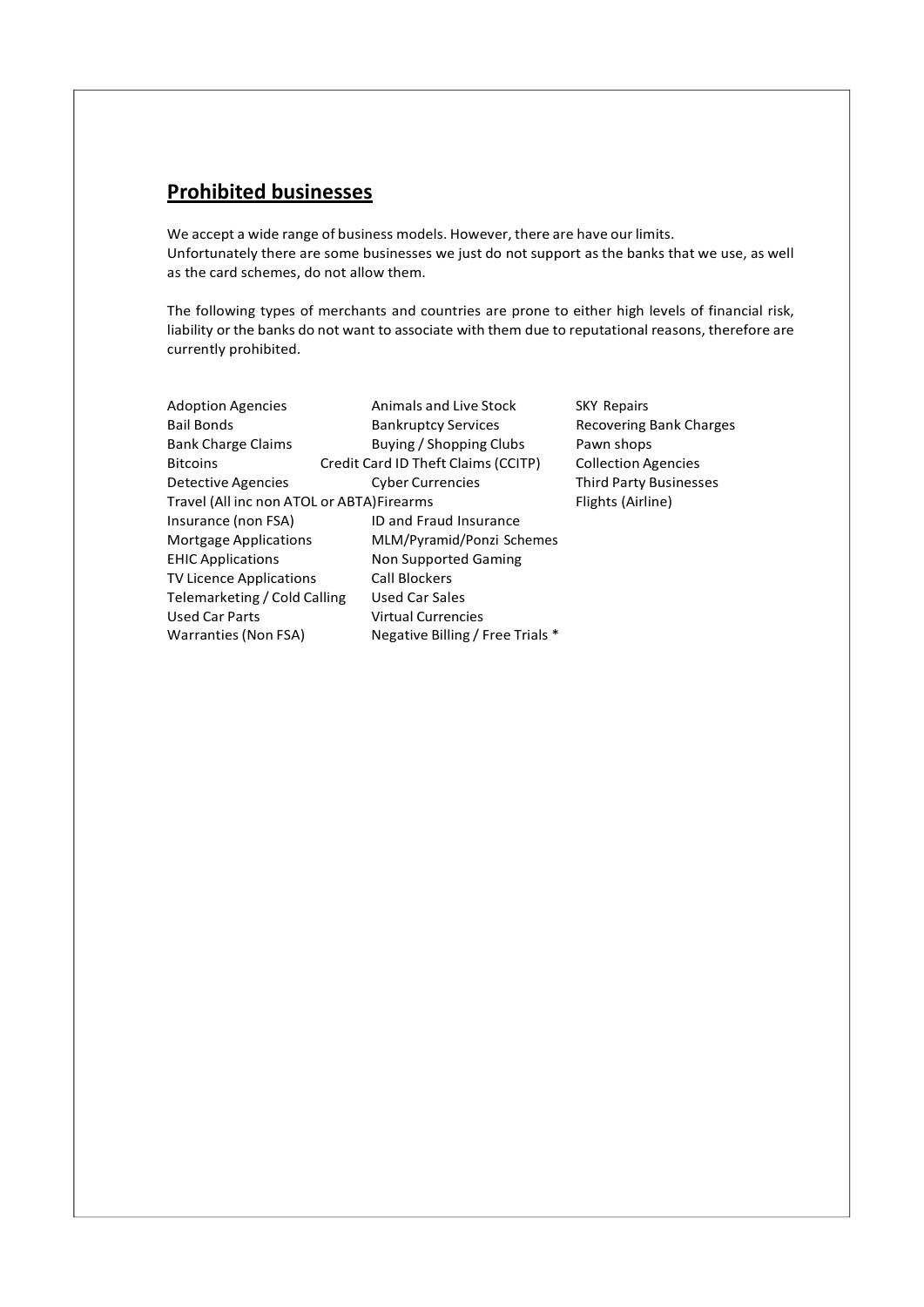## Prohibited businesses

We accept a wide range of business models. However, there are have our limits. Unfortunately there are some businesses we just do not support as the banks that we use, as well as the card schemes, do not allow them.

The following types of merchants and countries are prone to either high levels of financial risk, liability or the banks do not want to associate with them due to reputational reasons, therefore are currently prohibited.

| | | |
|---|---|---|
| Adoption Agencies | Animals and Live Stock | SKY Repairs |
| Bail Bonds | Bankruptcy Services | Recovering Bank Charges |
| Bank Charge Claims | Buying / Shopping Clubs | Pawn shops |
| Bitcoins | Credit Card ID Theft Claims (CCITP) | Collection Agencies |
| Detective Agencies | Cyber Currencies | Third Party Businesses |
| Travel (All inc non ATOL or ABTA) | Firearms | Flights (Airline) |
| Insurance (non FSA) | ID and Fraud Insurance | |
| Mortgage Applications | MLM/Pyramid/Ponzi Schemes | |
| EHIC Applications | Non Supported Gaming | |
| TV Licence Applications | Call Blockers | |
| Telemarketing / Cold Calling | Used Car Sales | |
| Used Car Parts | Virtual Currencies | |
| Warranties (Non FSA) | Negative Billing / Free Trials * | |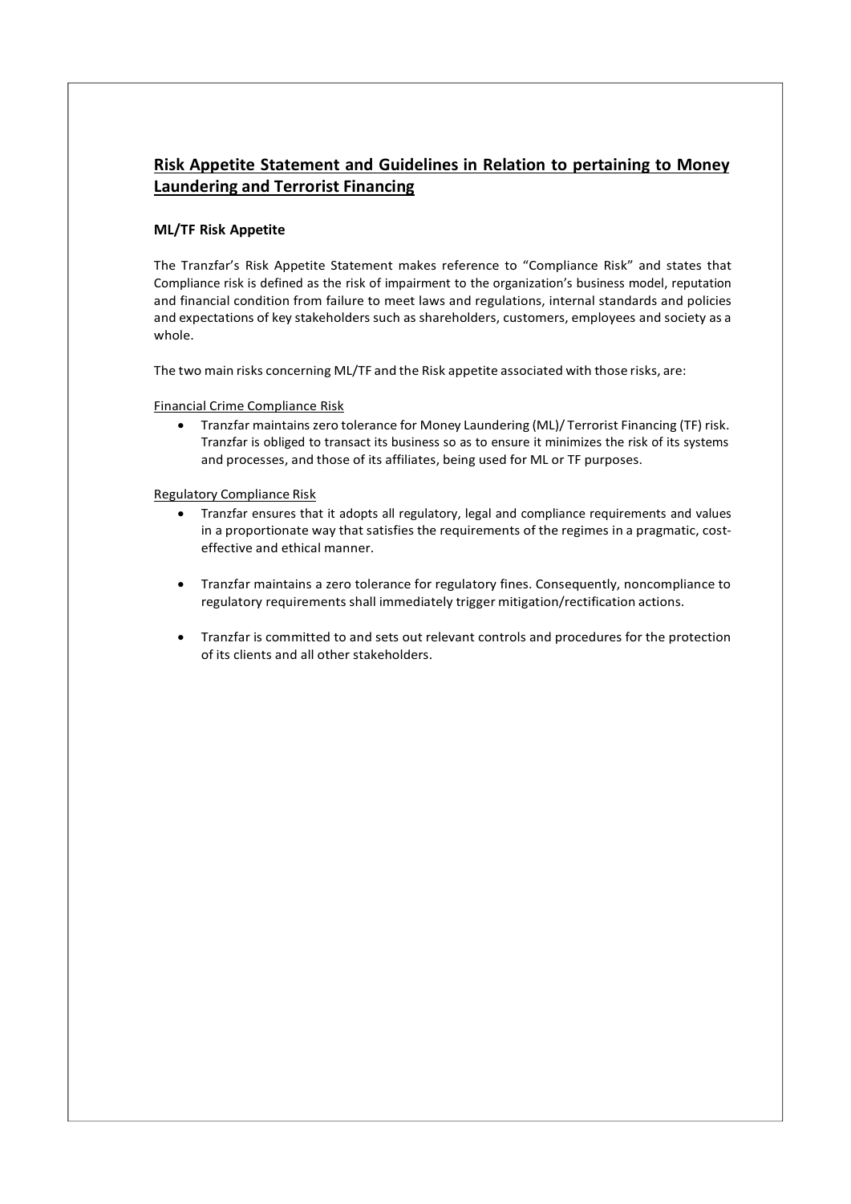## Risk Appetite Statement and Guidelines in Relation to pertaining to Money Laundering and Terrorist Financing

### ML/TF Risk Appetite

The Tranzfar's Risk Appetite Statement makes reference to "Compliance Risk" and states that Compliance risk is defined as the risk of impairment to the organization's business model, reputation and financial condition from failure to meet laws and regulations, internal standards and policies and expectations of key stakeholders such as shareholders, customers, employees and society as a whole.

The two main risks concerning ML/TF and the Risk appetite associated with those risks, are:

Financial Crime Compliance Risk

- Tranzfar maintains zero tolerance for Money Laundering (ML)/ Terrorist Financing (TF) risk. Tranzfar is obliged to transact its business so as to ensure it minimizes the risk of its systems and processes, and those of its affiliates, being used for ML or TF purposes.

Regulatory Compliance Risk

- Tranzfar ensures that it adopts all regulatory, legal and compliance requirements and values in a proportionate way that satisfies the requirements of the regimes in a pragmatic, cost-effective and ethical manner.

- Tranzfar maintains a zero tolerance for regulatory fines. Consequently, noncompliance to regulatory requirements shall immediately trigger mitigation/rectification actions.

- Tranzfar is committed to and sets out relevant controls and procedures for the protection of its clients and all other stakeholders.